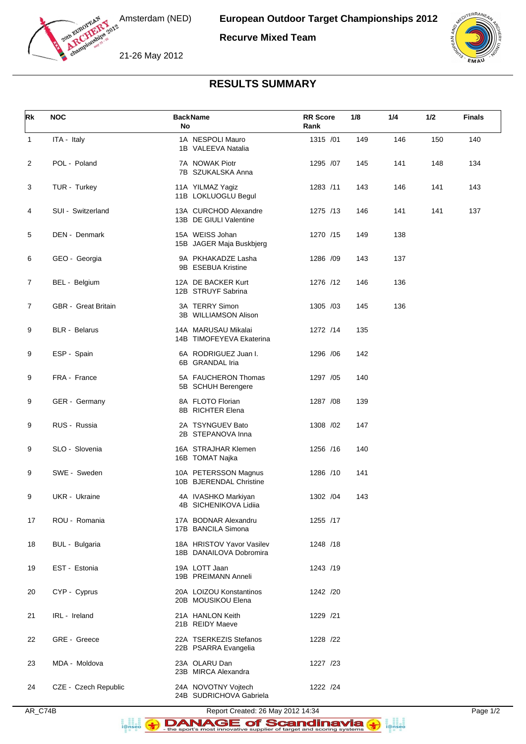Amsterdam (NED)

21-26 May 2012

**European Outdoor Target Championships 2012**

**Recurve Mixed Team**

## RESULTS SUMMARY

| Rk | NOC | Back No | Name | RR Score | Rank | 1/8 | 1/4 | 1/2 | Finals |
|---|---|---|---|---|---|---|---|---|---|
| 1 | ITA - Italy | 1A<br>1B | NESPOLI Mauro<br>VALEEVA Natalia | 1315 | /01 | 149 | 146 | 150 | 140 |
| 2 | POL - Poland | 7A<br>7B | NOWAK Piotr<br>SZUKALSKA Anna | 1295 | /07 | 145 | 141 | 148 | 134 |
| 3 | TUR - Turkey | 11A<br>11B | YILMAZ Yagiz<br>LOKLUOGLU Begul | 1283 | /11 | 143 | 146 | 141 | 143 |
| 4 | SUI - Switzerland | 13A<br>13B | CURCHOD Alexandre<br>DE GIULI Valentine | 1275 | /13 | 146 | 141 | 141 | 137 |
| 5 | DEN - Denmark | 15A<br>15B | WEISS Johan<br>JAGER Maja Buskbjerg | 1270 | /15 | 149 | 138 | | |
| 6 | GEO - Georgia | 9A<br>9B | PKHAKADZE Lasha<br>ESEBUA Kristine | 1286 | /09 | 143 | 137 | | |
| 7 | BEL - Belgium | 12A<br>12B | DE BACKER Kurt<br>STRUYF Sabrina | 1276 | /12 | 146 | 136 | | |
| 7 | GBR - Great Britain | 3A<br>3B | TERRY Simon<br>WILLIAMSON Alison | 1305 | /03 | 145 | 136 | | |
| 9 | BLR - Belarus | 14A<br>14B | MARUSAU Mikalai<br>TIMOFEYEVA Ekaterina | 1272 | /14 | 135 | | | |
| 9 | ESP - Spain | 6A<br>6B | RODRIGUEZ Juan I.<br>GRANDAL Iria | 1296 | /06 | 142 | | | |
| 9 | FRA - France | 5A<br>5B | FAUCHERON Thomas<br>SCHUH Berengere | 1297 | /05 | 140 | | | |
| 9 | GER - Germany | 8A<br>8B | FLOTO Florian<br>RICHTER Elena | 1287 | /08 | 139 | | | |
| 9 | RUS - Russia | 2A<br>2B | TSYNGUEV Bato<br>STEPANOVA Inna | 1308 | /02 | 147 | | | |
| 9 | SLO - Slovenia | 16A<br>16B | STRAJHAR Klemen<br>TOMAT Najka | 1256 | /16 | 140 | | | |
| 9 | SWE - Sweden | 10A<br>10B | PETERSSON Magnus<br>BJERENDAL Christine | 1286 | /10 | 141 | | | |
| 9 | UKR - Ukraine | 4A<br>4B | IVASHKO Markiyan<br>SICHENIKOVA Lidiia | 1302 | /04 | 143 | | | |
| 17 | ROU - Romania | 17A<br>17B | BODNAR Alexandru<br>BANCILA Simona | 1255 | /17 | | | | |
| 18 | BUL - Bulgaria | 18A<br>18B | HRISTOV Yavor Vasilev<br>DANAILOVA Dobromira | 1248 | /18 | | | | |
| 19 | EST - Estonia | 19A<br>19B | LOTT Jaan<br>PREIMANN Anneli | 1243 | /19 | | | | |
| 20 | CYP - Cyprus | 20A<br>20B | LOIZOU Konstantinos<br>MOUSIKOU Elena | 1242 | /20 | | | | |
| 21 | IRL - Ireland | 21A<br>21B | HANLON Keith<br>REIDY Maeve | 1229 | /21 | | | | |
| 22 | GRE - Greece | 22A<br>22B | TSERKEZIS Stefanos<br>PSARRA Evangelia | 1228 | /22 | | | | |
| 23 | MDA - Moldova | 23A<br>23B | OLARU Dan<br>MIRCA Alexandra | 1227 | /23 | | | | |
| 24 | CZE - Czech Republic | 24A<br>24B | NOVOTNY Vojtech<br>SUDRICHOVA Gabriela | 1222 | /24 | | | | |

AR_C74B Report Created: 26 May 2012 14:34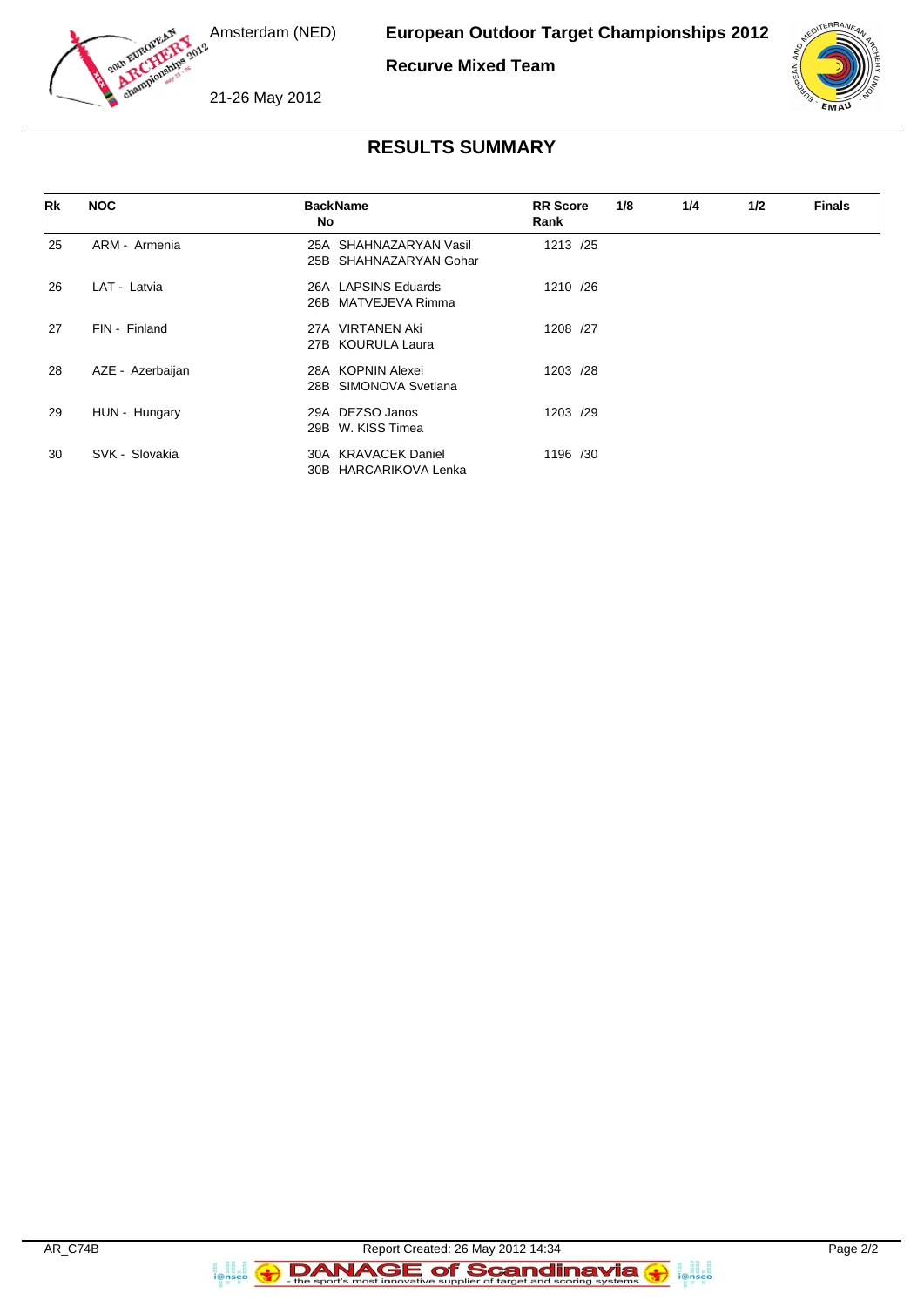# RESULTS SUMMARY

| Rk | NOC | Back No | Name | RR Score | Rank | 1/8 | 1/4 | 1/2 | Finals |
|---|---|---|---|---|---|---|---|---|---|
| 25 | ARM - Armenia | 25A<br>25B | SHAHNAZARYAN Vasil<br>SHAHNAZARYAN Gohar | 1213 | /25 | | | | |
| 26 | LAT - Latvia | 26A<br>26B | LAPSINS Eduards<br>MATVEJEVA Rimma | 1210 | /26 | | | | |
| 27 | FIN - Finland | 27A<br>27B | VIRTANEN Aki<br>KOURULA Laura | 1208 | /27 | | | | |
| 28 | AZE - Azerbaijan | 28A<br>28B | KOPNIN Alexei<br>SIMONOVA Svetlana | 1203 | /28 | | | | |
| 29 | HUN - Hungary | 29A<br>29B | DEZSO Janos<br>W. KISS Timea | 1203 | /29 | | | | |
| 30 | SVK - Slovakia | 30A<br>30B | KRAVACEK Daniel<br>HARCARIKOVA Lenka | 1196 | /30 | | | | |

AR_C74B

Report Created: 26 May 2012 14:34